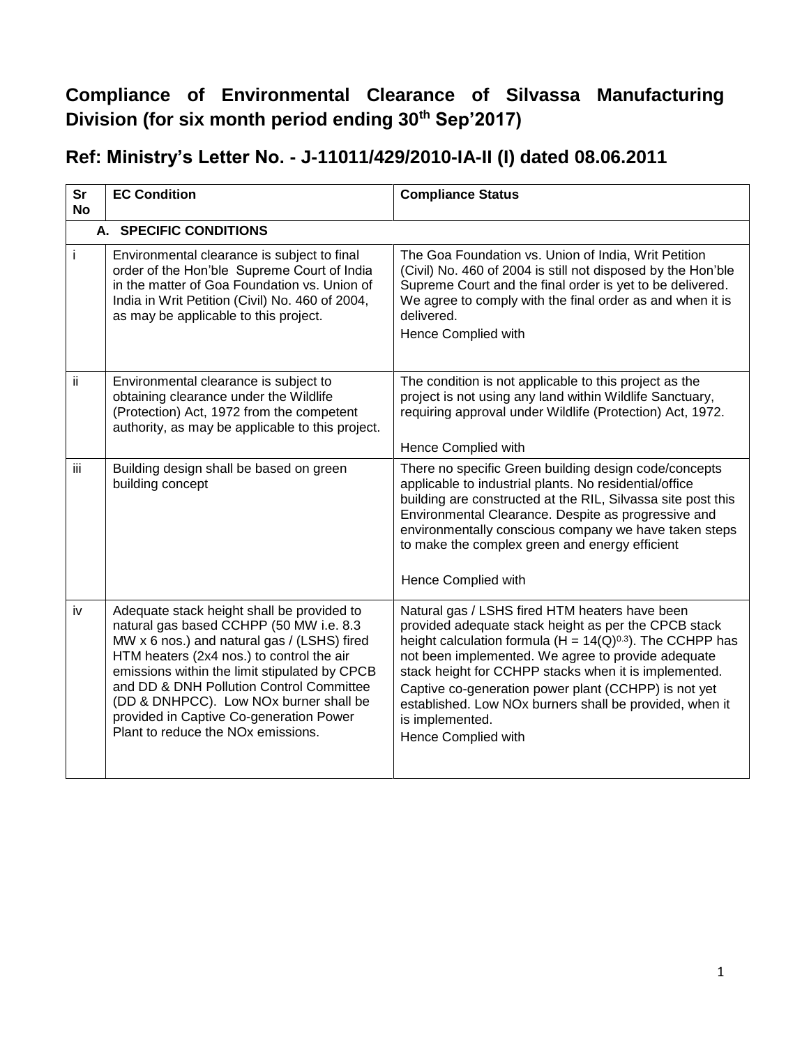# Compliance of Environmental Clearance of Silvassa Manufacturing Division (for six month period ending 30th Sep'2017)

## Ref: Ministry's Letter No. - J-11011/429/2010-IA-II (I) dated 08.06.2011

| Sr No | EC Condition | Compliance Status |
|---|---|---|
| **A. SPECIFIC CONDITIONS** | | |
| i | Environmental clearance is subject to final order of the Hon'ble Supreme Court of India in the matter of Goa Foundation vs. Union of India in Writ Petition (Civil) No. 460 of 2004, as may be applicable to this project. | The Goa Foundation vs. Union of India, Writ Petition (Civil) No. 460 of 2004 is still not disposed by the Hon'ble Supreme Court and the final order is yet to be delivered. We agree to comply with the final order as and when it is delivered.<br>Hence Complied with |
| ii | Environmental clearance is subject to obtaining clearance under the Wildlife (Protection) Act, 1972 from the competent authority, as may be applicable to this project. | The condition is not applicable to this project as the project is not using any land within Wildlife Sanctuary, requiring approval under Wildlife (Protection) Act, 1972.<br>Hence Complied with |
| iii | Building design shall be based on green building concept | There no specific Green building design code/concepts applicable to industrial plants. No residential/office building are constructed at the RIL, Silvassa site post this Environmental Clearance. Despite as progressive and environmentally conscious company we have taken steps to make the complex green and energy efficient<br>Hence Complied with |
| iv | Adequate stack height shall be provided to natural gas based CCHPP (50 MW i.e. 8.3 MW x 6 nos.) and natural gas / (LSHS) fired HTM heaters (2x4 nos.) to control the air emissions within the limit stipulated by CPCB and DD & DNH Pollution Control Committee (DD & DNHPCC). Low NOx burner shall be provided in Captive Co-generation Power Plant to reduce the NOx emissions. | Natural gas / LSHS fired HTM heaters have been provided adequate stack height as per the CPCB stack height calculation formula ($H = 14(Q)^{0.3}$). The CCHPP has not been implemented. We agree to provide adequate stack height for CCHPP stacks when it is implemented. Captive co-generation power plant (CCHPP) is not yet established. Low NOx burners shall be provided, when it is implemented.<br>Hence Complied with |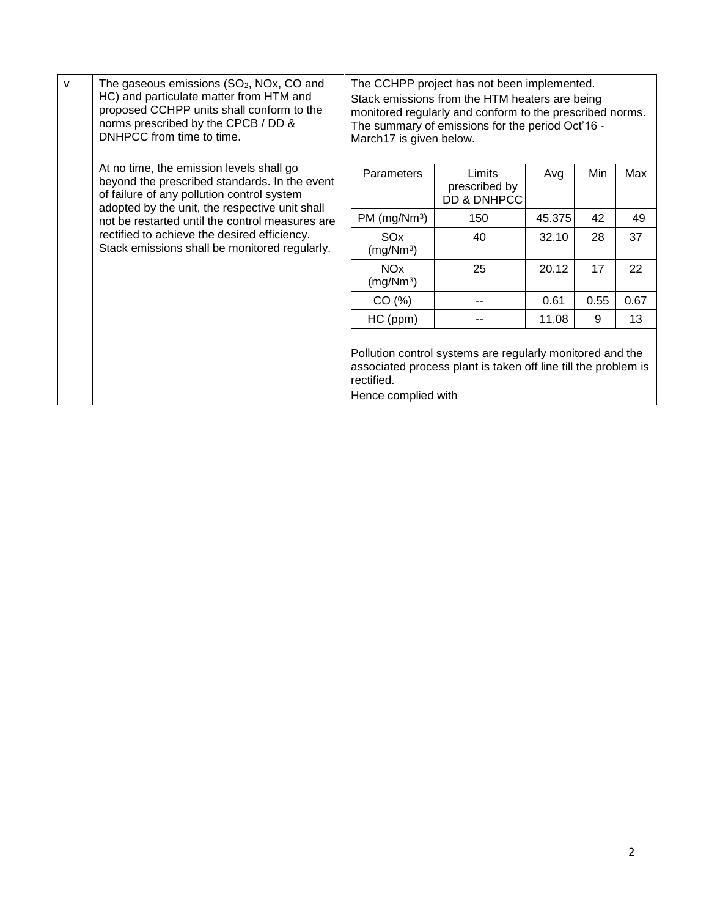| v | The gaseous emissions ($SO_2$, NOx, CO and HC) and particulate matter from HTM and proposed CCHPP units shall conform to the norms prescribed by the CPCB / DD & DNHPCC from time to time.<br><br>At no time, the emission levels shall go beyond the prescribed standards. In the event of failure of any pollution control system adopted by the unit, the respective unit shall not be restarted until the control measures are rectified to achieve the desired efficiency. Stack emissions shall be monitored regularly. | The CCHPP project has not been implemented.<br>Stack emissions from the HTM heaters are being monitored regularly and conform to the prescribed norms. The summary of emissions for the period Oct'16 - March17 is given below. |
|---|---|---|

| Parameters | Limits prescribed by DD & DNHPCC | Avg | Min | Max |
|---|---|---|---|---|
| PM (mg/Nm$^3$) | 150 | 45.375 | 42 | 49 |
| SOx (mg/Nm$^3$) | 40 | 32.10 | 28 | 37 |
| NOx (mg/Nm$^3$) | 25 | 20.12 | 17 | 22 |
| CO (%) | -- | 0.61 | 0.55 | 0.67 |
| HC (ppm) | -- | 11.08 | 9 | 13 |

Pollution control systems are regularly monitored and the associated process plant is taken off line till the problem is rectified.

Hence complied with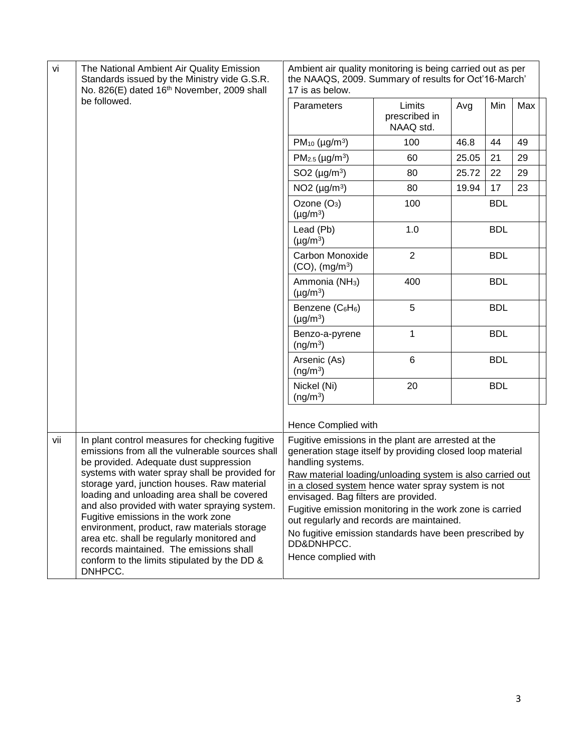| | | |
|---|---|---|
| vi | The National Ambient Air Quality Emission Standards issued by the Ministry vide G.S.R. No. 826(E) dated 16th November, 2009 shall be followed. | Ambient air quality monitoring is being carried out as per the NAAQS, 2009. Summary of results for Oct'16-March' 17 is as below. (see table below) Hence Complied with |
| vii | In plant control measures for checking fugitive emissions from all the vulnerable sources shall be provided. Adequate dust suppression systems with water spray shall be provided for storage yard, junction houses. Raw material loading and unloading area shall be covered and also provided with water spraying system. Fugitive emissions in the work zone environment, product, raw materials storage area etc. shall be regularly monitored and records maintained. The emissions shall conform to the limits stipulated by the DD & DNHPCC. | Fugitive emissions in the plant are arrested at the generation stage itself by providing closed loop material handling systems. <br> Raw material loading/unloading system is also carried out in a closed system hence water spray system is not envisaged. Bag filters are provided. <br> Fugitive emission monitoring in the work zone is carried out regularly and records are maintained. <br> No fugitive emission standards have been prescribed by DD&DNHPCC. <br> Hence complied with |

| Parameters | Limits prescribed in NAAQ std. | Avg | Min | Max |
|---|---|---|---|---|
| $PM_{10}$ (µg/m³) | 100 | 46.8 | 44 | 49 |
| $PM_{2.5}$ (µg/m³) | 60 | 25.05 | 21 | 29 |
| SO2 (µg/m³) | 80 | 25.72 | 22 | 29 |
| NO2 (µg/m³) | 80 | 19.94 | 17 | 23 |
| Ozone ($O_3$) (µg/m³) | 100 | BDL | | |
| Lead (Pb) (µg/m³) | 1.0 | BDL | | |
| Carbon Monoxide (CO), (mg/m³) | 2 | BDL | | |
| Ammonia ($NH_3$) (µg/m³) | 400 | BDL | | |
| Benzene ($C_6H_6$) (µg/m³) | 5 | BDL | | |
| Benzo-a-pyrene (ng/m³) | 1 | BDL | | |
| Arsenic (As) (ng/m³) | 6 | BDL | | |
| Nickel (Ni) (ng/m³) | 20 | BDL | | |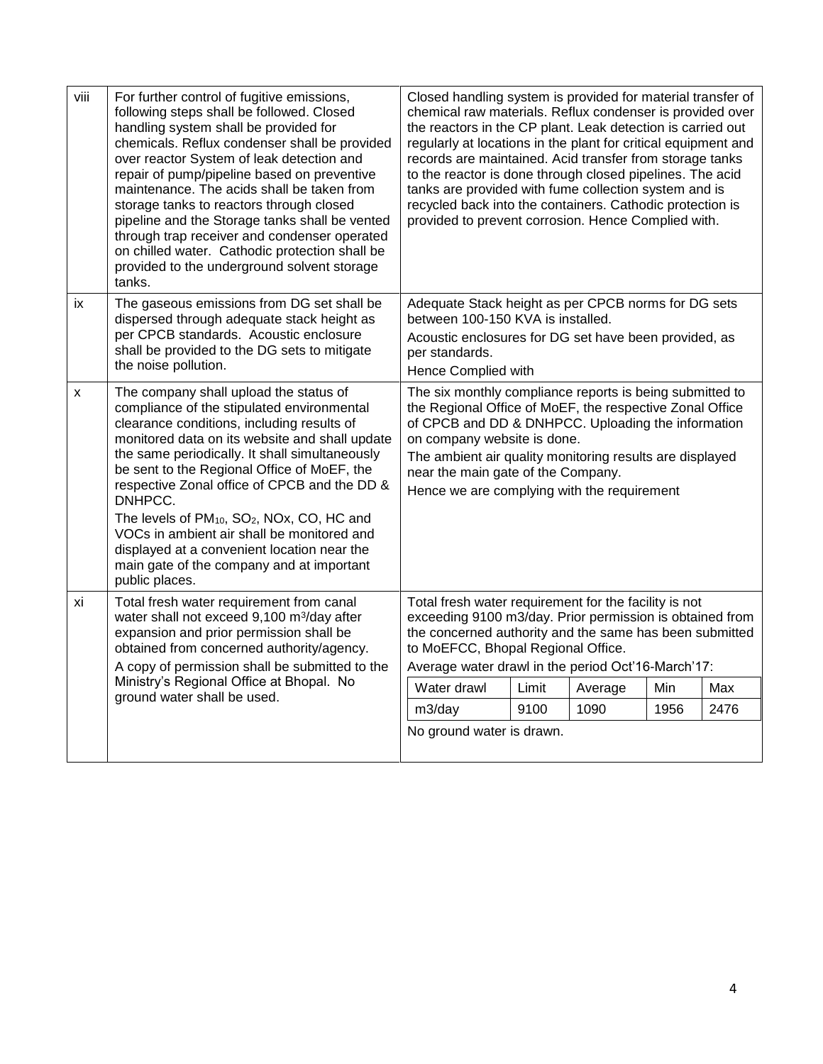| viii | For further control of fugitive emissions, following steps shall be followed. Closed handling system shall be provided for chemicals. Reflux condenser shall be provided over reactor System of leak detection and repair of pump/pipeline based on preventive maintenance. The acids shall be taken from storage tanks to reactors through closed pipeline and the Storage tanks shall be vented through trap receiver and condenser operated on chilled water. Cathodic protection shall be provided to the underground solvent storage tanks. | Closed handling system is provided for material transfer of chemical raw materials. Reflux condenser is provided over the reactors in the CP plant. Leak detection is carried out regularly at locations in the plant for critical equipment and records are maintained. Acid transfer from storage tanks to the reactor is done through closed pipelines. The acid tanks are provided with fume collection system and is recycled back into the containers. Cathodic protection is provided to prevent corrosion. Hence Complied with. |
|---|---|---|
| ix | The gaseous emissions from DG set shall be dispersed through adequate stack height as per CPCB standards. Acoustic enclosure shall be provided to the DG sets to mitigate the noise pollution. | Adequate Stack height as per CPCB norms for DG sets between 100-150 KVA is installed.<br>Acoustic enclosures for DG set have been provided, as per standards.<br>Hence Complied with |
| x | The company shall upload the status of compliance of the stipulated environmental clearance conditions, including results of monitored data on its website and shall update the same periodically. It shall simultaneously be sent to the Regional Office of MoEF, the respective Zonal office of CPCB and the DD & DNHPCC.<br>The levels of $PM_{10}$, $SO_2$, NOx, CO, HC and VOCs in ambient air shall be monitored and displayed at a convenient location near the main gate of the company and at important public places. | The six monthly compliance reports is being submitted to the Regional Office of MoEF, the respective Zonal Office of CPCB and DD & DNHPCC. Uploading the information on company website is done.<br>The ambient air quality monitoring results are displayed near the main gate of the Company.<br>Hence we are complying with the requirement |
| xi | Total fresh water requirement from canal water shall not exceed 9,100 $m^3$/day after expansion and prior permission shall be obtained from concerned authority/agency.<br>A copy of permission shall be submitted to the Ministry's Regional Office at Bhopal. No ground water shall be used. | Total fresh water requirement for the facility is not exceeding 9100 m3/day. Prior permission is obtained from the concerned authority and the same has been submitted to MoEFCC, Bhopal Regional Office.<br>Average water drawl in the period Oct'16-March'17:<br>Water drawl: Limit 9100 m3/day; Average 1090; Min 1956; Max 2476<br>No ground water is drawn. |

| Water drawl | Limit | Average | Min | Max |
|---|---|---|---|---|
| m3/day | 9100 | 1090 | 1956 | 2476 |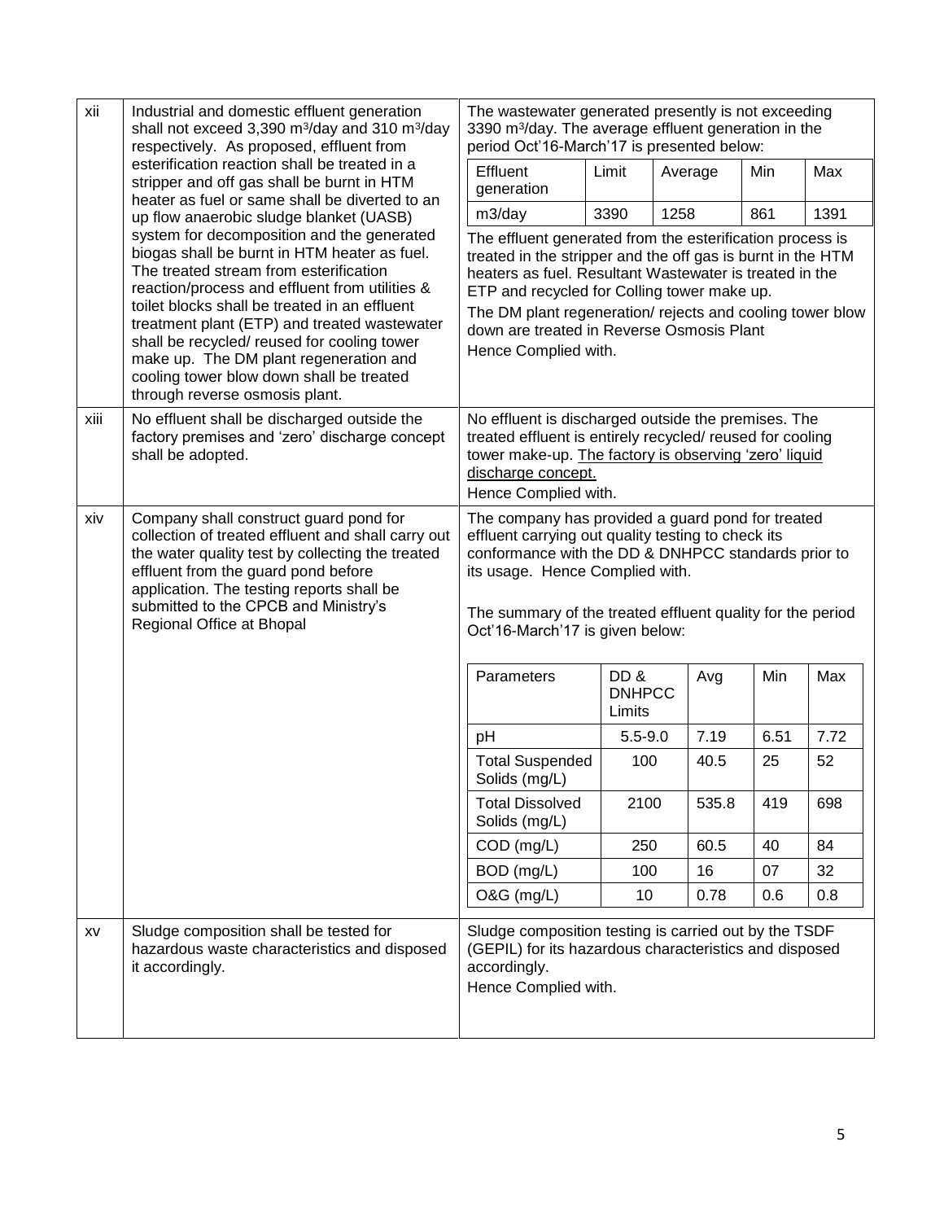| | | |
|---|---|---|
| xii | Industrial and domestic effluent generation shall not exceed 3,390 $m^3$/day and 310 $m^3$/day respectively. As proposed, effluent from esterification reaction shall be treated in a stripper and off gas shall be burnt in HTM heater as fuel or same shall be diverted to an up flow anaerobic sludge blanket (UASB) system for decomposition and the generated biogas shall be burnt in HTM heater as fuel. The treated stream from esterification reaction/process and effluent from utilities & toilet blocks shall be treated in an effluent treatment plant (ETP) and treated wastewater shall be recycled/ reused for cooling tower make up. The DM plant regeneration and cooling tower blow down shall be treated through reverse osmosis plant. | The wastewater generated presently is not exceeding 3390 $m^3$/day. The average effluent generation in the period Oct'16-March'17 is presented below:<br><br>Effluent generation (m3/day): Limit 3390; Average 1258; Min 861; Max 1391<br><br>The effluent generated from the esterification process is treated in the stripper and the off gas is burnt in the HTM heaters as fuel. Resultant Wastewater is treated in the ETP and recycled for Colling tower make up.<br>The DM plant regeneration/ rejects and cooling tower blow down are treated in Reverse Osmosis Plant<br>Hence Complied with. |
| xiii | No effluent shall be discharged outside the factory premises and 'zero' discharge concept shall be adopted. | No effluent is discharged outside the premises. The treated effluent is entirely recycled/ reused for cooling tower make-up. <u>The factory is observing 'zero' liquid discharge concept.</u><br>Hence Complied with. |
| xiv | Company shall construct guard pond for collection of treated effluent and shall carry out the water quality test by collecting the treated effluent from the guard pond before application. The testing reports shall be submitted to the CPCB and Ministry's Regional Office at Bhopal | The company has provided a guard pond for treated effluent carrying out quality testing to check its conformance with the DD & DNHPCC standards prior to its usage. Hence Complied with.<br><br>The summary of the treated effluent quality for the period Oct'16-March'17 is given below (see table below). |
| xv | Sludge composition shall be tested for hazardous waste characteristics and disposed it accordingly. | Sludge composition testing is carried out by the TSDF (GEPIL) for its hazardous characteristics and disposed accordingly.<br>Hence Complied with. |

Effluent generation (item xii):

| Effluent generation | Limit | Average | Min | Max |
|---|---|---|---|---|
| m3/day | 3390 | 1258 | 861 | 1391 |

Treated effluent quality (item xiv):

| Parameters | DD & DNHPCC Limits | Avg | Min | Max |
|---|---|---|---|---|
| pH | 5.5-9.0 | 7.19 | 6.51 | 7.72 |
| Total Suspended Solids (mg/L) | 100 | 40.5 | 25 | 52 |
| Total Dissolved Solids (mg/L) | 2100 | 535.8 | 419 | 698 |
| COD (mg/L) | 250 | 60.5 | 40 | 84 |
| BOD (mg/L) | 100 | 16 | 07 | 32 |
| O&G (mg/L) | 10 | 0.78 | 0.6 | 0.8 |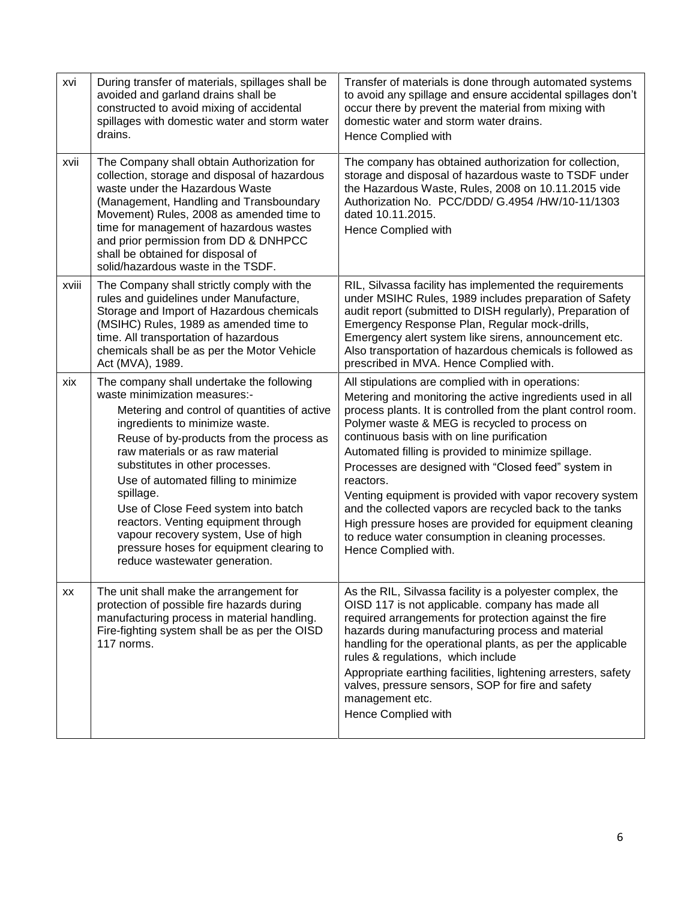| xvi | During transfer of materials, spillages shall be avoided and garland drains shall be constructed to avoid mixing of accidental spillages with domestic water and storm water drains. | Transfer of materials is done through automated systems to avoid any spillage and ensure accidental spillages don't occur there by prevent the material from mixing with domestic water and storm water drains.<br>Hence Complied with |
|---|---|---|
| xvii | The Company shall obtain Authorization for collection, storage and disposal of hazardous waste under the Hazardous Waste (Management, Handling and Transboundary Movement) Rules, 2008 as amended time to time for management of hazardous wastes and prior permission from DD & DNHPCC shall be obtained for disposal of solid/hazardous waste in the TSDF. | The company has obtained authorization for collection, storage and disposal of hazardous waste to TSDF under the Hazardous Waste, Rules, 2008 on 10.11.2015 vide Authorization No. PCC/DDD/ G.4954 /HW/10-11/1303 dated 10.11.2015.<br>Hence Complied with |
| xviii | The Company shall strictly comply with the rules and guidelines under Manufacture, Storage and Import of Hazardous chemicals (MSIHC) Rules, 1989 as amended time to time. All transportation of hazardous chemicals shall be as per the Motor Vehicle Act (MVA), 1989. | RIL, Silvassa facility has implemented the requirements under MSIHC Rules, 1989 includes preparation of Safety audit report (submitted to DISH regularly), Preparation of Emergency Response Plan, Regular mock-drills, Emergency alert system like sirens, announcement etc. Also transportation of hazardous chemicals is followed as prescribed in MVA. Hence Complied with. |
| xix | The company shall undertake the following waste minimization measures:-<br>Metering and control of quantities of active ingredients to minimize waste.<br>Reuse of by-products from the process as raw materials or as raw material substitutes in other processes.<br>Use of automated filling to minimize spillage.<br>Use of Close Feed system into batch reactors. Venting equipment through vapour recovery system, Use of high pressure hoses for equipment clearing to reduce wastewater generation. | All stipulations are complied with in operations:<br>Metering and monitoring the active ingredients used in all process plants. It is controlled from the plant control room.<br>Polymer waste & MEG is recycled to process on continuous basis with on line purification<br>Automated filling is provided to minimize spillage.<br>Processes are designed with "Closed feed" system in reactors.<br>Venting equipment is provided with vapor recovery system and the collected vapors are recycled back to the tanks<br>High pressure hoses are provided for equipment cleaning to reduce water consumption in cleaning processes.<br>Hence Complied with. |
| xx | The unit shall make the arrangement for protection of possible fire hazards during manufacturing process in material handling. Fire-fighting system shall be as per the OISD 117 norms. | As the RIL, Silvassa facility is a polyester complex, the OISD 117 is not applicable. company has made all required arrangements for protection against the fire hazards during manufacturing process and material handling for the operational plants, as per the applicable rules & regulations, which include<br>Appropriate earthing facilities, lightening arresters, safety valves, pressure sensors, SOP for fire and safety management etc.<br>Hence Complied with |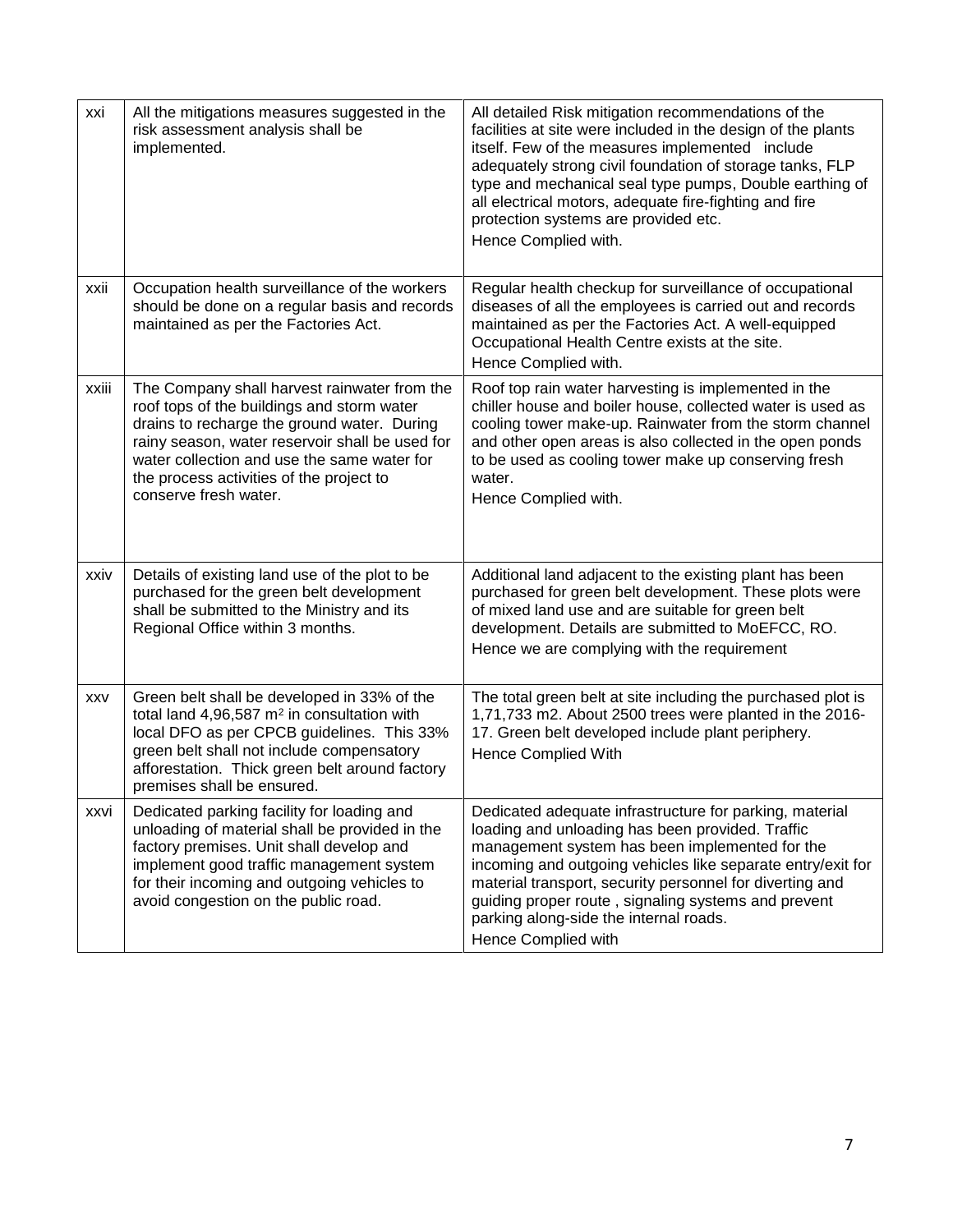| xxi | All the mitigations measures suggested in the risk assessment analysis shall be implemented. | All detailed Risk mitigation recommendations of the facilities at site were included in the design of the plants itself. Few of the measures implemented include adequately strong civil foundation of storage tanks, FLP type and mechanical seal type pumps, Double earthing of all electrical motors, adequate fire-fighting and fire protection systems are provided etc.<br>Hence Complied with. |
|---|---|---|
| xxii | Occupation health surveillance of the workers should be done on a regular basis and records maintained as per the Factories Act. | Regular health checkup for surveillance of occupational diseases of all the employees is carried out and records maintained as per the Factories Act. A well-equipped Occupational Health Centre exists at the site.<br>Hence Complied with. |
| xxiii | The Company shall harvest rainwater from the roof tops of the buildings and storm water drains to recharge the ground water. During rainy season, water reservoir shall be used for water collection and use the same water for the process activities of the project to conserve fresh water. | Roof top rain water harvesting is implemented in the chiller house and boiler house, collected water is used as cooling tower make-up. Rainwater from the storm channel and other open areas is also collected in the open ponds to be used as cooling tower make up conserving fresh water.<br>Hence Complied with. |
| xxiv | Details of existing land use of the plot to be purchased for the green belt development shall be submitted to the Ministry and its Regional Office within 3 months. | Additional land adjacent to the existing plant has been purchased for green belt development. These plots were of mixed land use and are suitable for green belt development. Details are submitted to MoEFCC, RO.<br>Hence we are complying with the requirement |
| xxv | Green belt shall be developed in 33% of the total land 4,96,587 m$^2$ in consultation with local DFO as per CPCB guidelines. This 33% green belt shall not include compensatory afforestation. Thick green belt around factory premises shall be ensured. | The total green belt at site including the purchased plot is 1,71,733 m2. About 2500 trees were planted in the 2016-17. Green belt developed include plant periphery.<br>Hence Complied With |
| xxvi | Dedicated parking facility for loading and unloading of material shall be provided in the factory premises. Unit shall develop and implement good traffic management system for their incoming and outgoing vehicles to avoid congestion on the public road. | Dedicated adequate infrastructure for parking, material loading and unloading has been provided. Traffic management system has been implemented for the incoming and outgoing vehicles like separate entry/exit for material transport, security personnel for diverting and guiding proper route , signaling systems and prevent parking along-side the internal roads.<br>Hence Complied with |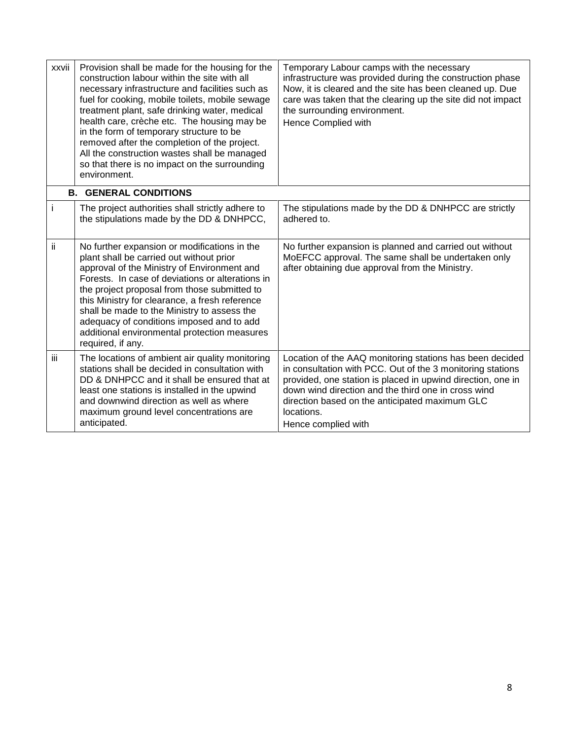| | | |
|---|---|---|
| xxvii | Provision shall be made for the housing for the construction labour within the site with all necessary infrastructure and facilities such as fuel for cooking, mobile toilets, mobile sewage treatment plant, safe drinking water, medical health care, crèche etc. The housing may be in the form of temporary structure to be removed after the completion of the project. All the construction wastes shall be managed so that there is no impact on the surrounding environment. | Temporary Labour camps with the necessary infrastructure was provided during the construction phase Now, it is cleared and the site has been cleaned up. Due care was taken that the clearing up the site did not impact the surrounding environment.<br>Hence Complied with |
| **B. GENERAL CONDITIONS** | | |
| i | The project authorities shall strictly adhere to the stipulations made by the DD & DNHPCC, | The stipulations made by the DD & DNHPCC are strictly adhered to. |
| ii | No further expansion or modifications in the plant shall be carried out without prior approval of the Ministry of Environment and Forests. In case of deviations or alterations in the project proposal from those submitted to this Ministry for clearance, a fresh reference shall be made to the Ministry to assess the adequacy of conditions imposed and to add additional environmental protection measures required, if any. | No further expansion is planned and carried out without MoEFCC approval. The same shall be undertaken only after obtaining due approval from the Ministry. |
| iii | The locations of ambient air quality monitoring stations shall be decided in consultation with DD & DNHPCC and it shall be ensured that at least one stations is installed in the upwind and downwind direction as well as where maximum ground level concentrations are anticipated. | Location of the AAQ monitoring stations has been decided in consultation with PCC. Out of the 3 monitoring stations provided, one station is placed in upwind direction, one in down wind direction and the third one in cross wind direction based on the anticipated maximum GLC locations.<br>Hence complied with |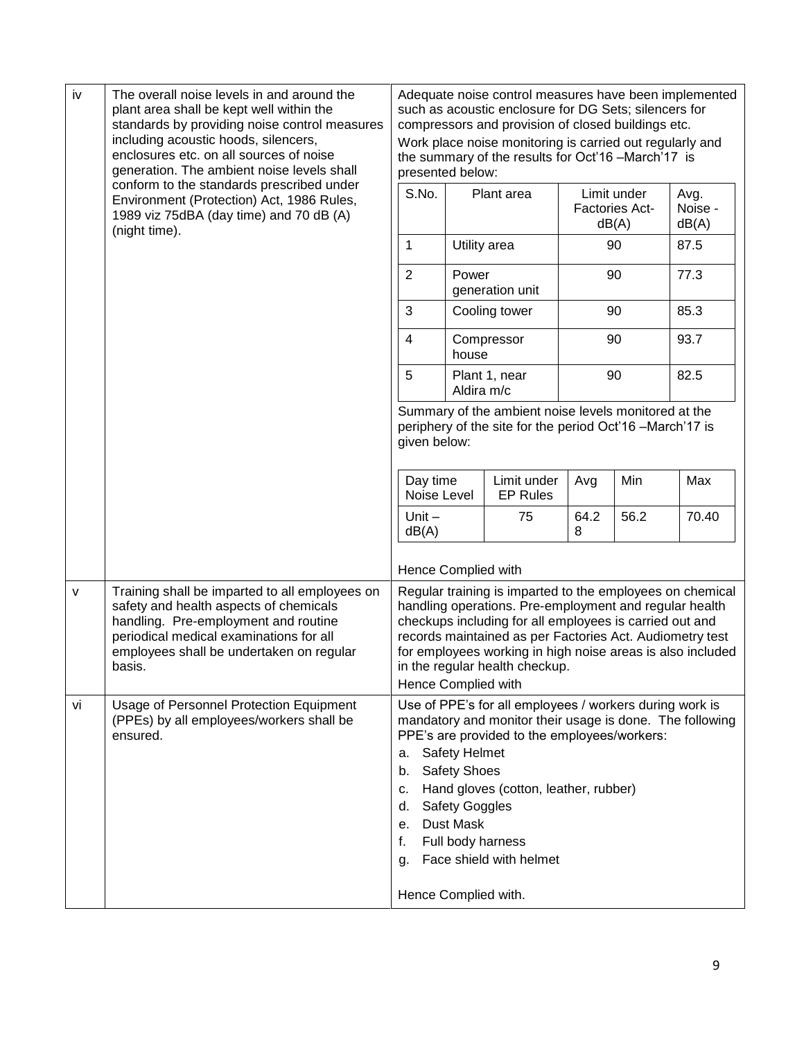| | | |
|---|---|---|
| iv | The overall noise levels in and around the plant area shall be kept well within the standards by providing noise control measures including acoustic hoods, silencers, enclosures etc. on all sources of noise generation. The ambient noise levels shall conform to the standards prescribed under Environment (Protection) Act, 1986 Rules, 1989 viz 75dBA (day time) and 70 dB (A) (night time). | Adequate noise control measures have been implemented such as acoustic enclosure for DG Sets; silencers for compressors and provision of closed buildings etc.<br><br>Work place noise monitoring is carried out regularly and the summary of the results for Oct'16 –March'17 is presented below:<br><br>S.No. / Plant area / Limit under Factories Act-dB(A) / Avg. Noise - dB(A)<br>1 / Utility area / 90 / 87.5<br>2 / Power generation unit / 90 / 77.3<br>3 / Cooling tower / 90 / 85.3<br>4 / Compressor house / 90 / 93.7<br>5 / Plant 1, near Aldira m/c / 90 / 82.5<br><br>Summary of the ambient noise levels monitored at the periphery of the site for the period Oct'16 –March'17 is given below:<br><br>Day time Noise Level / Limit under EP Rules / Avg / Min / Max<br>Unit – dB(A) / 75 / 64.28 / 56.2 / 70.40<br><br>Hence Complied with |
| v | Training shall be imparted to all employees on safety and health aspects of chemicals handling. Pre-employment and routine periodical medical examinations for all employees shall be undertaken on regular basis. | Regular training is imparted to the employees on chemical handling operations. Pre-employment and regular health checkups including for all employees is carried out and records maintained as per Factories Act. Audiometry test for employees working in high noise areas is also included in the regular health checkup.<br><br>Hence Complied with |
| vi | Usage of Personnel Protection Equipment (PPEs) by all employees/workers shall be ensured. | Use of PPE's for all employees / workers during work is mandatory and monitor their usage is done. The following PPE's are provided to the employees/workers:<br>a. Safety Helmet<br>b. Safety Shoes<br>c. Hand gloves (cotton, leather, rubber)<br>d. Safety Goggles<br>e. Dust Mask<br>f. Full body harness<br>g. Face shield with helmet<br><br>Hence Complied with. |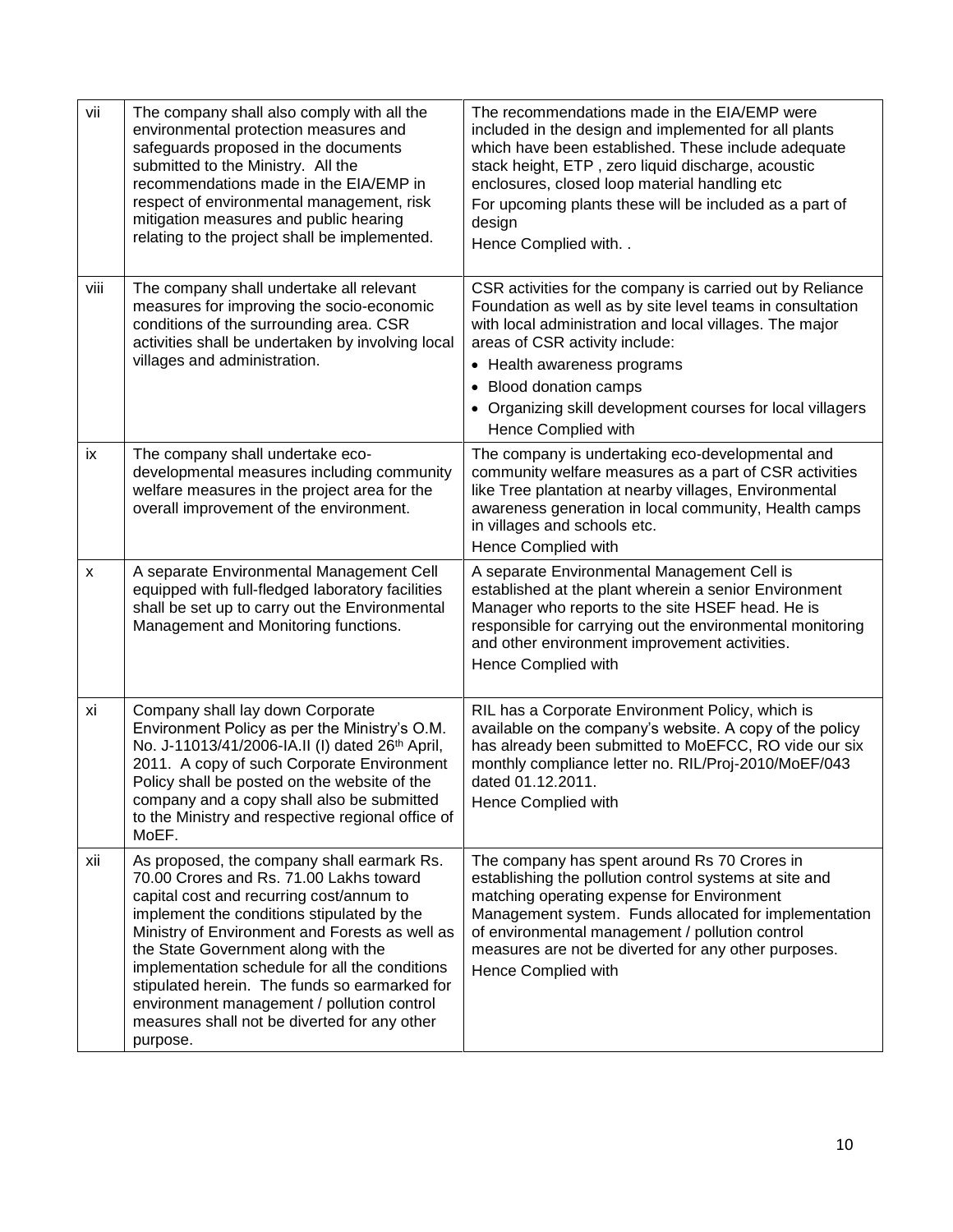| | | |
|---|---|---|
| vii | The company shall also comply with all the environmental protection measures and safeguards proposed in the documents submitted to the Ministry. All the recommendations made in the EIA/EMP in respect of environmental management, risk mitigation measures and public hearing relating to the project shall be implemented. | The recommendations made in the EIA/EMP were included in the design and implemented for all plants which have been established. These include adequate stack height, ETP , zero liquid discharge, acoustic enclosures, closed loop material handling etc<br>For upcoming plants these will be included as a part of design<br>Hence Complied with. . |
| viii | The company shall undertake all relevant measures for improving the socio-economic conditions of the surrounding area. CSR activities shall be undertaken by involving local villages and administration. | CSR activities for the company is carried out by Reliance Foundation as well as by site level teams in consultation with local administration and local villages. The major areas of CSR activity include:<br>• Health awareness programs<br>• Blood donation camps<br>• Organizing skill development courses for local villagers<br>Hence Complied with |
| ix | The company shall undertake eco-developmental measures including community welfare measures in the project area for the overall improvement of the environment. | The company is undertaking eco-developmental and community welfare measures as a part of CSR activities like Tree plantation at nearby villages, Environmental awareness generation in local community, Health camps in villages and schools etc.<br>Hence Complied with |
| x | A separate Environmental Management Cell equipped with full-fledged laboratory facilities shall be set up to carry out the Environmental Management and Monitoring functions. | A separate Environmental Management Cell is established at the plant wherein a senior Environment Manager who reports to the site HSEF head. He is responsible for carrying out the environmental monitoring and other environment improvement activities.<br>Hence Complied with |
| xi | Company shall lay down Corporate Environment Policy as per the Ministry's O.M. No. J-11013/41/2006-IA.II (I) dated 26th April, 2011. A copy of such Corporate Environment Policy shall be posted on the website of the company and a copy shall also be submitted to the Ministry and respective regional office of MoEF. | RIL has a Corporate Environment Policy, which is available on the company's website. A copy of the policy has already been submitted to MoEFCC, RO vide our six monthly compliance letter no. RIL/Proj-2010/MoEF/043 dated 01.12.2011.<br>Hence Complied with |
| xii | As proposed, the company shall earmark Rs. 70.00 Crores and Rs. 71.00 Lakhs toward capital cost and recurring cost/annum to implement the conditions stipulated by the Ministry of Environment and Forests as well as the State Government along with the implementation schedule for all the conditions stipulated herein. The funds so earmarked for environment management / pollution control measures shall not be diverted for any other purpose. | The company has spent around Rs 70 Crores in establishing the pollution control systems at site and matching operating expense for Environment Management system. Funds allocated for implementation of environmental management / pollution control measures are not be diverted for any other purposes.<br>Hence Complied with |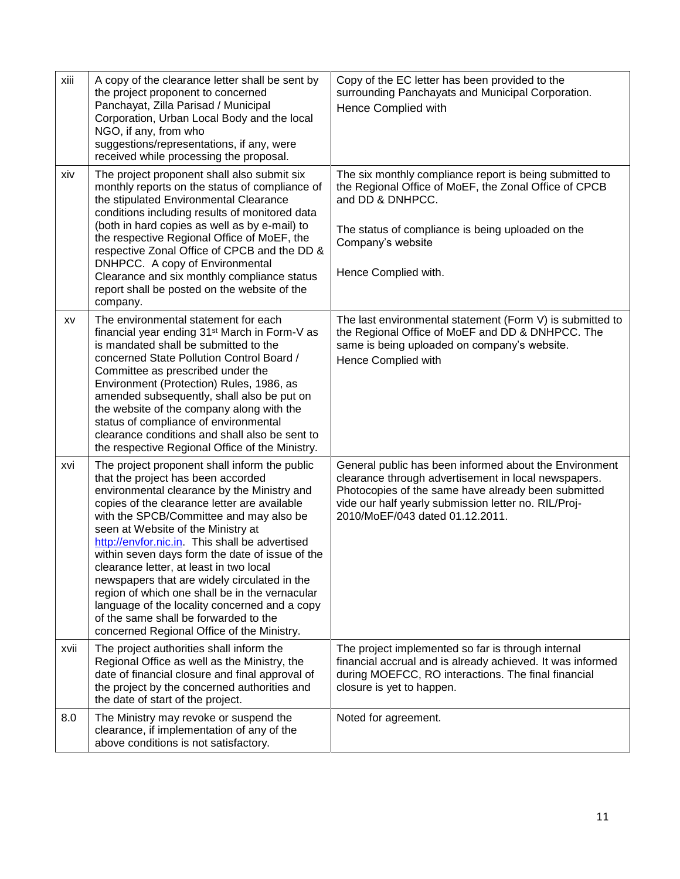| | | |
|---|---|---|
| xiii | A copy of the clearance letter shall be sent by the project proponent to concerned Panchayat, Zilla Parisad / Municipal Corporation, Urban Local Body and the local NGO, if any, from who suggestions/representations, if any, were received while processing the proposal. | Copy of the EC letter has been provided to the surrounding Panchayats and Municipal Corporation.<br>Hence Complied with |
| xiv | The project proponent shall also submit six monthly reports on the status of compliance of the stipulated Environmental Clearance conditions including results of monitored data (both in hard copies as well as by e-mail) to the respective Regional Office of MoEF, the respective Zonal Office of CPCB and the DD & DNHPCC. A copy of Environmental Clearance and six monthly compliance status report shall be posted on the website of the company. | The six monthly compliance report is being submitted to the Regional Office of MoEF, the Zonal Office of CPCB and DD & DNHPCC.<br><br>The status of compliance is being uploaded on the Company's website<br><br>Hence Complied with. |
| xv | The environmental statement for each financial year ending 31st March in Form-V as is mandated shall be submitted to the concerned State Pollution Control Board / Committee as prescribed under the Environment (Protection) Rules, 1986, as amended subsequently, shall also be put on the website of the company along with the status of compliance of environmental clearance conditions and shall also be sent to the respective Regional Office of the Ministry. | The last environmental statement (Form V) is submitted to the Regional Office of MoEF and DD & DNHPCC. The same is being uploaded on company's website.<br>Hence Complied with |
| xvi | The project proponent shall inform the public that the project has been accorded environmental clearance by the Ministry and copies of the clearance letter are available with the SPCB/Committee and may also be seen at Website of the Ministry at http://envfor.nic.in. This shall be advertised within seven days form the date of issue of the clearance letter, at least in two local newspapers that are widely circulated in the region of which one shall be in the vernacular language of the locality concerned and a copy of the same shall be forwarded to the concerned Regional Office of the Ministry. | General public has been informed about the Environment clearance through advertisement in local newspapers. Photocopies of the same have already been submitted vide our half yearly submission letter no. RIL/Proj-2010/MoEF/043 dated 01.12.2011. |
| xvii | The project authorities shall inform the Regional Office as well as the Ministry, the date of financial closure and final approval of the project by the concerned authorities and the date of start of the project. | The project implemented so far is through internal financial accrual and is already achieved. It was informed during MOEFCC, RO interactions. The final financial closure is yet to happen. |
| 8.0 | The Ministry may revoke or suspend the clearance, if implementation of any of the above conditions is not satisfactory. | Noted for agreement. |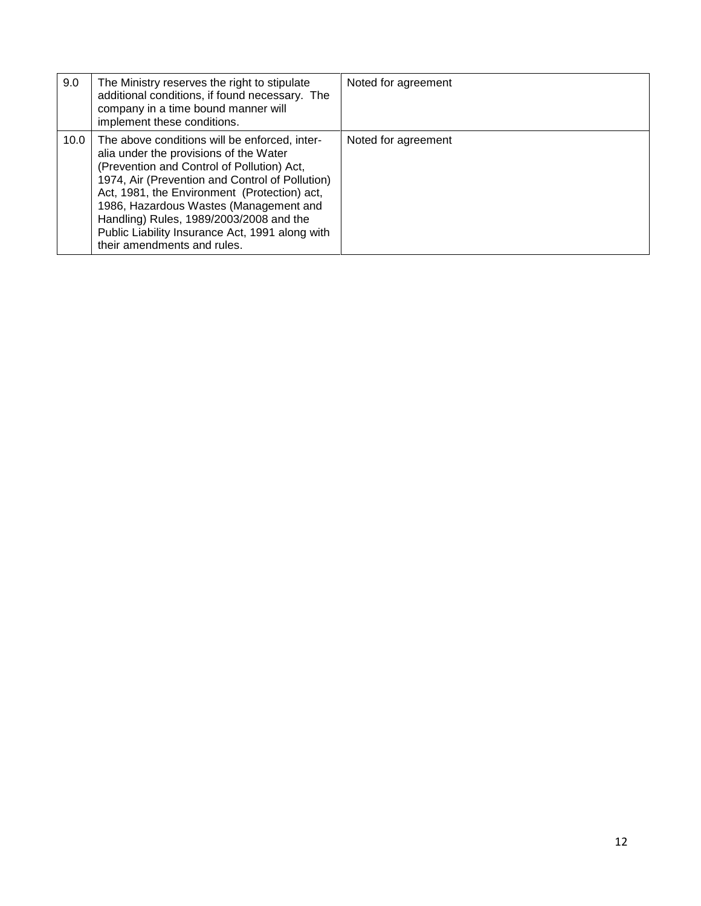| | | |
|---|---|---|
| 9.0 | The Ministry reserves the right to stipulate additional conditions, if found necessary. The company in a time bound manner will implement these conditions. | Noted for agreement |
| 10.0 | The above conditions will be enforced, inter-alia under the provisions of the Water (Prevention and Control of Pollution) Act, 1974, Air (Prevention and Control of Pollution) Act, 1981, the Environment (Protection) act, 1986, Hazardous Wastes (Management and Handling) Rules, 1989/2003/2008 and the Public Liability Insurance Act, 1991 along with their amendments and rules. | Noted for agreement |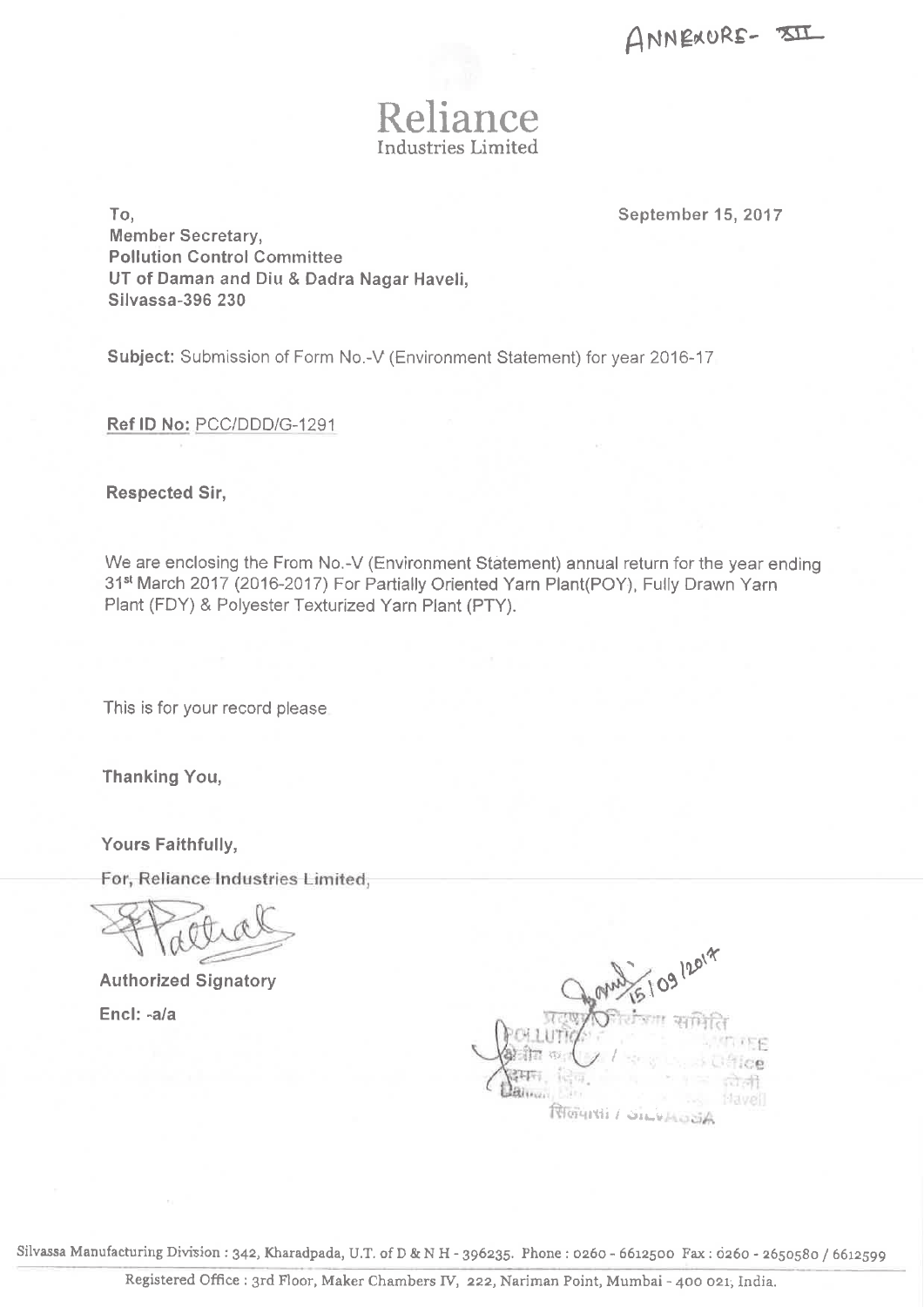ANNEXURE- XII

# Reliance
Industries Limited

To,

**Member Secretary,**
**Pollution Control Committee**
**UT of Daman and Diu & Dadra Nagar Haveli,**
**Silvassa-396 230**

**September 15, 2017**

**Subject:** Submission of Form No.-V (Environment Statement) for year 2016-17

**Ref ID No:** PCC/DDD/G-1291

**Respected Sir,**

We are enclosing the From No.-V (Environment Statement) annual return for the year ending 31st March 2017 (2016-2017) For Partially Oriented Yarn Plant(POY), Fully Drawn Yarn Plant (FDY) & Polyester Texturized Yarn Plant (PTY).

This is for your record please

**Thanking You,**

**Yours Faithfully,**

**For, Reliance Industries Limited,**

**Authorized Signatory**

**Encl: -a/a**

15/09/2017

प्रदूषण नियंत्रण समिति
POLLUTION CONTROL COMMITTEE
दमन, दिव, ... Daman, Diu ... Haveli
सिलवासा / SILVASSA

Silvassa Manufacturing Division : 342, Kharadpada, U.T. of D & N H - 396235. Phone : 0260 - 6612500 Fax : 0260 - 2650580 / 6612599

Registered Office : 3rd Floor, Maker Chambers IV, 222, Nariman Point, Mumbai - 400 021, India.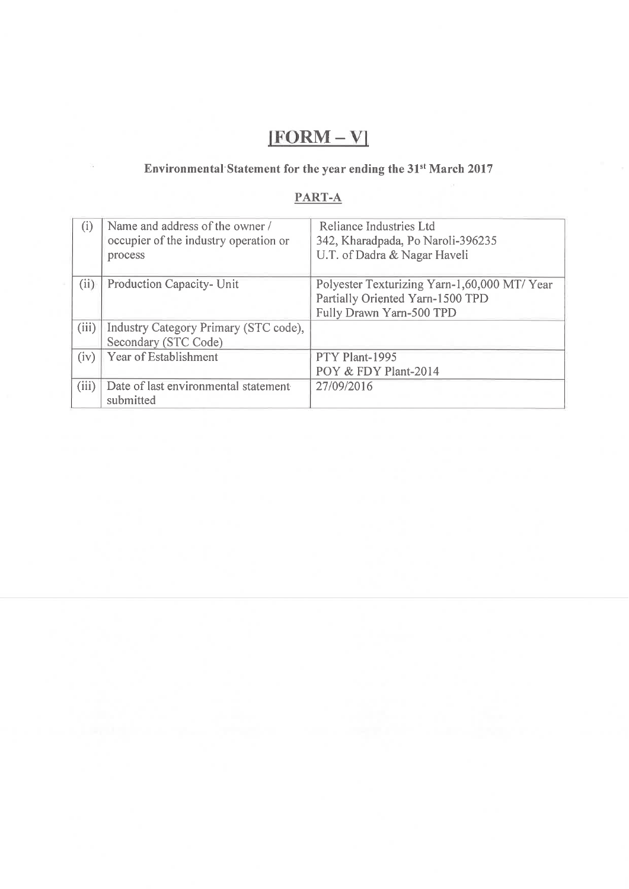# [FORM – V]

**Environmental Statement for the year ending the 31st March 2017**

## PART-A

| (i) | Name and address of the owner / occupier of the industry operation or process | Reliance Industries Ltd<br>342, Kharadpada, Po Naroli-396235<br>U.T. of Dadra & Nagar Haveli |
|---|---|---|
| (ii) | Production Capacity- Unit | Polyester Texturizing Yarn-1,60,000 MT/ Year<br>Partially Oriented Yarn-1500 TPD<br>Fully Drawn Yarn-500 TPD |
| (iii) | Industry Category Primary (STC code), Secondary (STC Code) | |
| (iv) | Year of Establishment | PTY Plant-1995<br>POY & FDY Plant-2014 |
| (iii) | Date of last environmental statement submitted | 27/09/2016 |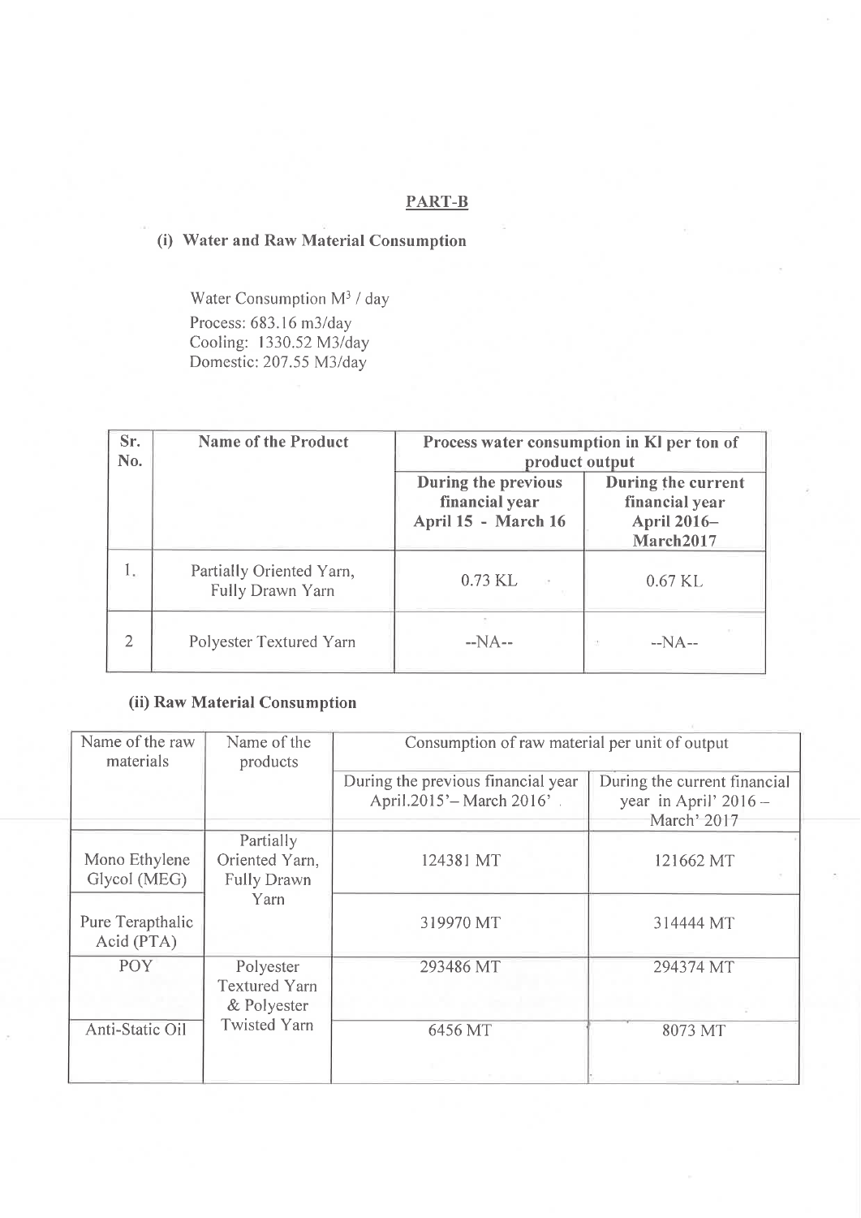## PART-B

### (i) Water and Raw Material Consumption

Water Consumption $M^3$ / day

Process: 683.16 m3/day
Cooling: 1330.52 M3/day
Domestic: 207.55 M3/day

| Sr. No. | Name of the Product | Process water consumption in Kl per ton of product output | |
|---|---|---|---|
| | | **During the previous financial year April 15 - March 16** | **During the current financial year April 2016–March2017** |
| 1. | Partially Oriented Yarn, Fully Drawn Yarn | 0.73 KL | 0.67 KL |
| 2 | Polyester Textured Yarn | --NA-- | --NA-- |

### (ii) Raw Material Consumption

| Name of the raw materials | Name of the products | Consumption of raw material per unit of output | |
|---|---|---|---|
| | | During the previous financial year April.2015'– March 2016' | During the current financial year in April' 2016 – March' 2017 |
| Mono Ethylene Glycol (MEG) | Partially Oriented Yarn, Fully Drawn Yarn | 124381 MT | 121662 MT |
| Pure Terapthalic Acid (PTA) | | 319970 MT | 314444 MT |
| POY | Polyester Textured Yarn & Polyester Twisted Yarn | 293486 MT | 294374 MT |
| Anti-Static Oil | | 6456 MT | 8073 MT |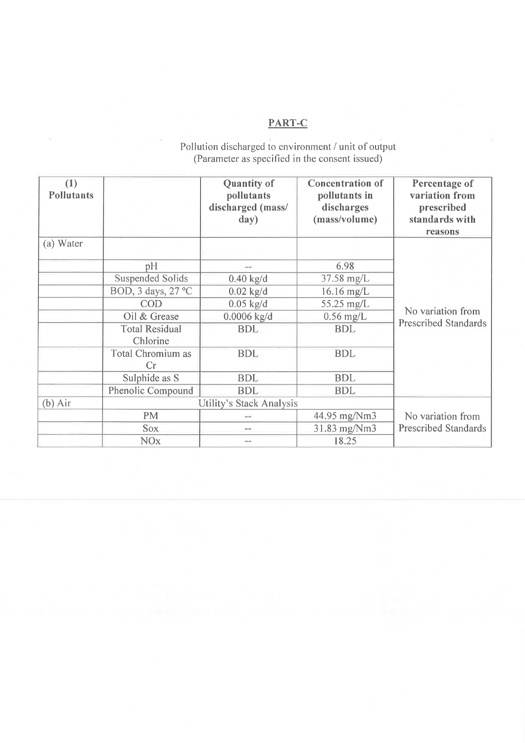## PART-C

Pollution discharged to environment / unit of output
(Parameter as specified in the consent issued)

| (1) Pollutants | | Quantity of pollutants discharged (mass/ day) | Concentration of pollutants in discharges (mass/volume) | Percentage of variation from prescribed standards with reasons |
|---|---|---|---|---|
| (a) Water | | | | |
| | pH | -- | 6.98 | No variation from Prescribed Standards |
| | Suspended Solids | 0.40 kg/d | 37.58 mg/L | |
| | BOD, 3 days, 27 °C | 0.02 kg/d | 16.16 mg/L | |
| | COD | 0.05 kg/d | 55.25 mg/L | |
| | Oil & Grease | 0.0006 kg/d | 0.56 mg/L | |
| | Total Residual Chlorine | BDL | BDL | |
| | Total Chromium as Cr | BDL | BDL | |
| | Sulphide as S | BDL | BDL | |
| | Phenolic Compound | BDL | BDL | |
| (b) Air | Utility's Stack Analysis | | | No variation from Prescribed Standards |
| | PM | -- | 44.95 mg/Nm3 | |
| | Sox | -- | 31.83 mg/Nm3 | |
| | NOx | -- | 18.25 | |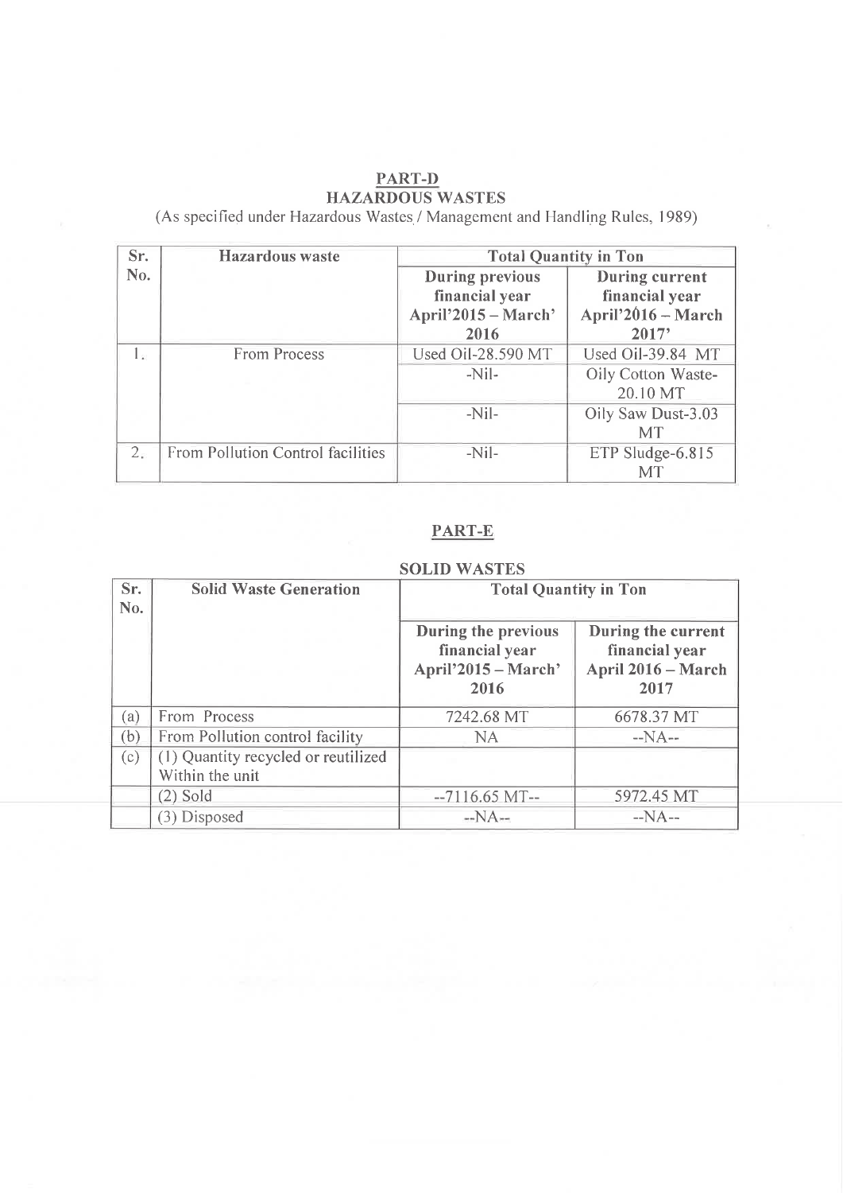## PART-D

## HAZARDOUS WASTES

(As specified under Hazardous Wastes / Management and Handling Rules, 1989)

| Sr. No. | Hazardous waste | Total Quantity in Ton | |
|---|---|---|---|
| | | **During previous financial year April'2015 – March' 2016** | **During current financial year April'2016 – March 2017'** |
| 1. | From Process | Used Oil-28.590 MT | Used Oil-39.84 MT |
| | | -Nil- | Oily Cotton Waste-20.10 MT |
| | | -Nil- | Oily Saw Dust-3.03 MT |
| 2. | From Pollution Control facilities | -Nil- | ETP Sludge-6.815 MT |

## PART-E

### SOLID WASTES

| Sr. No. | Solid Waste Generation | Total Quantity in Ton | |
|---|---|---|---|
| | | **During the previous financial year April'2015 – March' 2016** | **During the current financial year April 2016 – March 2017** |
| (a) | From Process | 7242.68 MT | 6678.37 MT |
| (b) | From Pollution control facility | NA | --NA-- |
| (c) | (1) Quantity recycled or reutilized Within the unit | | |
| | (2) Sold | --7116.65 MT-- | 5972.45 MT |
| | (3) Disposed | --NA-- | --NA-- |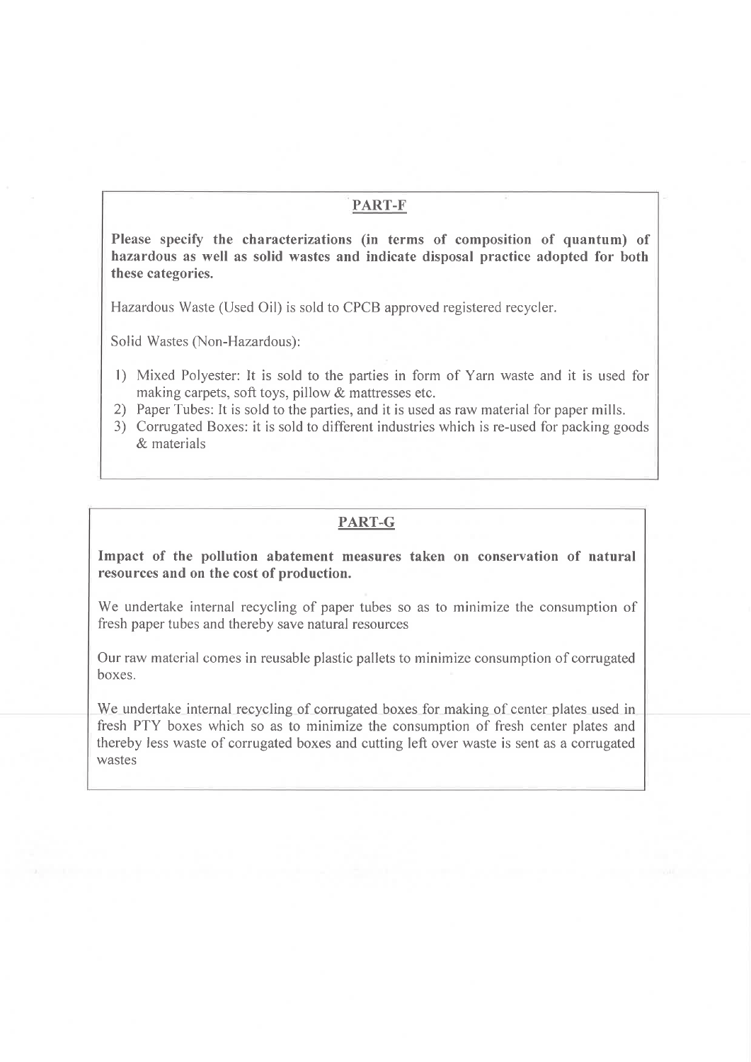## PART-F

**Please specify the characterizations (in terms of composition of quantum) of hazardous as well as solid wastes and indicate disposal practice adopted for both these categories.**

Hazardous Waste (Used Oil) is sold to CPCB approved registered recycler.

Solid Wastes (Non-Hazardous):

1) Mixed Polyester: It is sold to the parties in form of Yarn waste and it is used for making carpets, soft toys, pillow & mattresses etc.
2) Paper Tubes: It is sold to the parties, and it is used as raw material for paper mills.
3) Corrugated Boxes: it is sold to different industries which is re-used for packing goods & materials

## PART-G

**Impact of the pollution abatement measures taken on conservation of natural resources and on the cost of production.**

We undertake internal recycling of paper tubes so as to minimize the consumption of fresh paper tubes and thereby save natural resources

Our raw material comes in reusable plastic pallets to minimize consumption of corrugated boxes.

We undertake internal recycling of corrugated boxes for making of center plates used in fresh PTY boxes which so as to minimize the consumption of fresh center plates and thereby less waste of corrugated boxes and cutting left over waste is sent as a corrugated wastes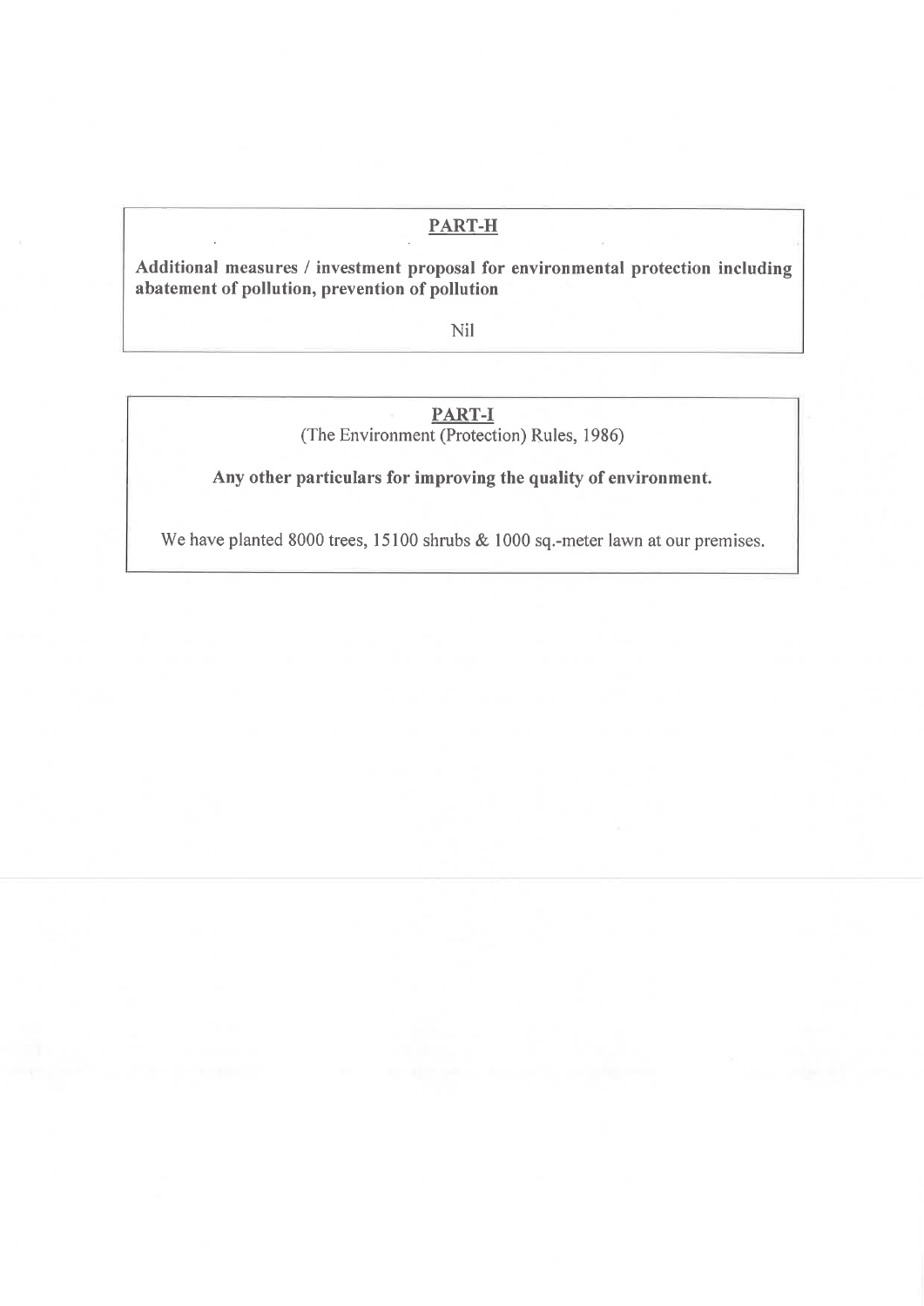## PART-H

**Additional measures / investment proposal for environmental protection including abatement of pollution, prevention of pollution**

Nil

## PART-I

(The Environment (Protection) Rules, 1986)

**Any other particulars for improving the quality of environment.**

We have planted 8000 trees, 15100 shrubs & 1000 sq.-meter lawn at our premises.